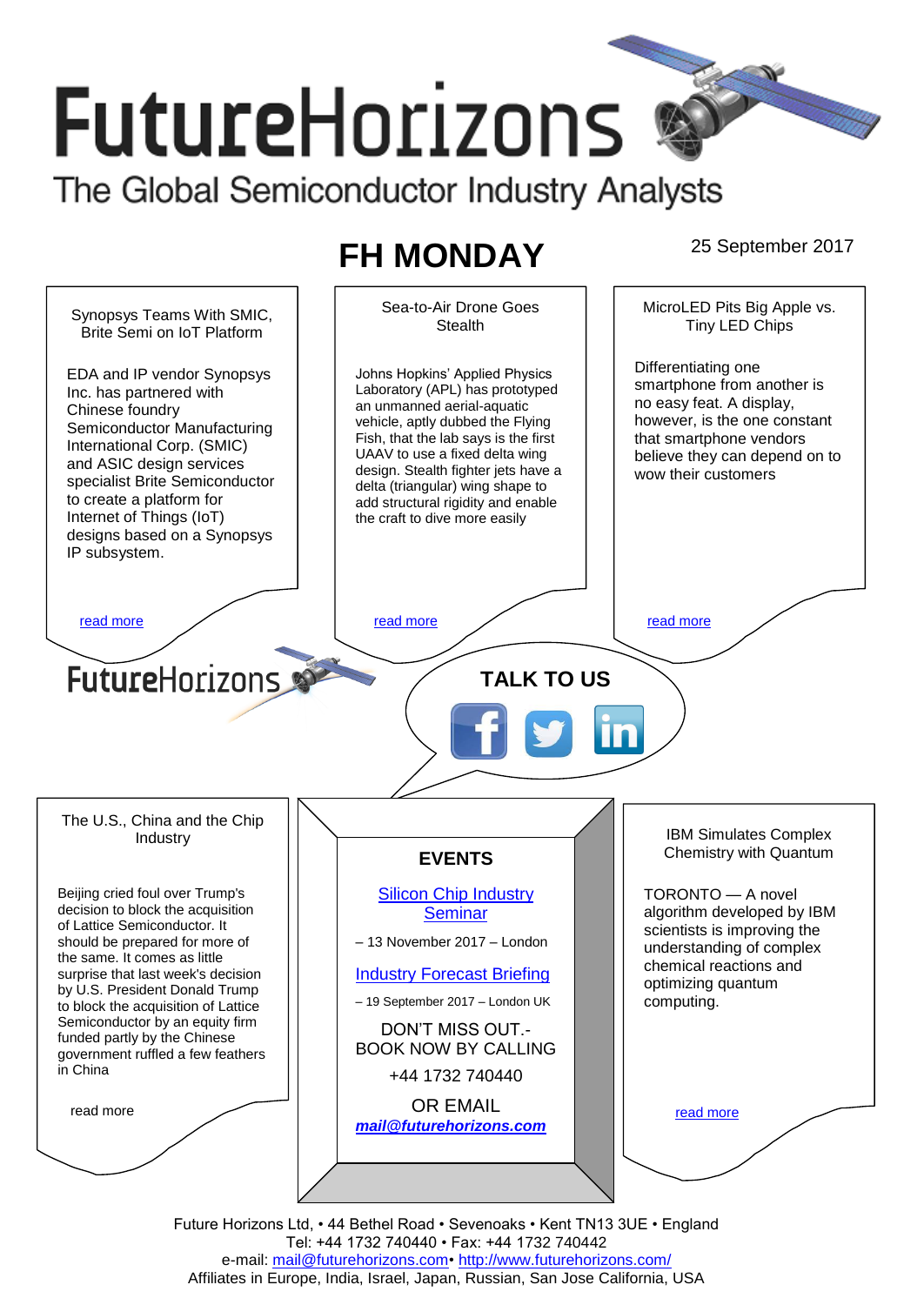# FutureHorizons

The Global Semiconductor Industry Analysts

## FH MONDAY

25 September 2017

### Synopsys Teams With SMIC, Brite Semi on IoT Platform

EDA and IP vendor Synopsys Inc. has partnered with Chinese foundry Semiconductor Manufacturing International Corp. (SMIC) and ASIC design services specialist Brite Semiconductor to create a platform for Internet of Things (IoT) designs based on a Synopsys IP subsystem.

read more

### Sea-to-Air Drone Goes Stealth

Johns Hopkins' Applied Physics Laboratory (APL) has prototyped an unmanned aerial-aquatic vehicle, aptly dubbed the Flying Fish, that the lab says is the first UAAV to use a fixed delta wing design. Stealth fighter jets have a delta (triangular) wing shape to add structural rigidity and enable the craft to dive more easily

read more

### MicroLED Pits Big Apple vs. Tiny LED Chips

Differentiating one smartphone from another is no easy feat. A display, however, is the one constant that smartphone vendors believe they can depend on to wow their customers

read more

FutureHorizons

**TALK TO US**

### The U.S., China and the Chip Industry

Beijing cried foul over Trump's decision to block the acquisition of Lattice Semiconductor. It should be prepared for more of the same. It comes as little surprise that last week's decision by U.S. President Donald Trump to block the acquisition of Lattice Semiconductor by an equity firm funded partly by the Chinese government ruffled a few feathers in China

read more

### EVENTS

Silicon Chip Industry Seminar

– 13 November 2017 – London

Industry Forecast Briefing

– 19 September 2017 – London UK

DON'T MISS OUT.- BOOK NOW BY CALLING

+44 1732 740440

OR EMAIL

***mail@futurehorizons.com***

### IBM Simulates Complex Chemistry with Quantum

TORONTO — A novel algorithm developed by IBM scientists is improving the understanding of complex chemical reactions and optimizing quantum computing.

read more

Future Horizons Ltd, • 44 Bethel Road • Sevenoaks • Kent TN13 3UE • England
Tel: +44 1732 740440 • Fax: +44 1732 740442
e-mail: mail@futurehorizons.com• http://www.futurehorizons.com/
Affiliates in Europe, India, Israel, Japan, Russian, San Jose California, USA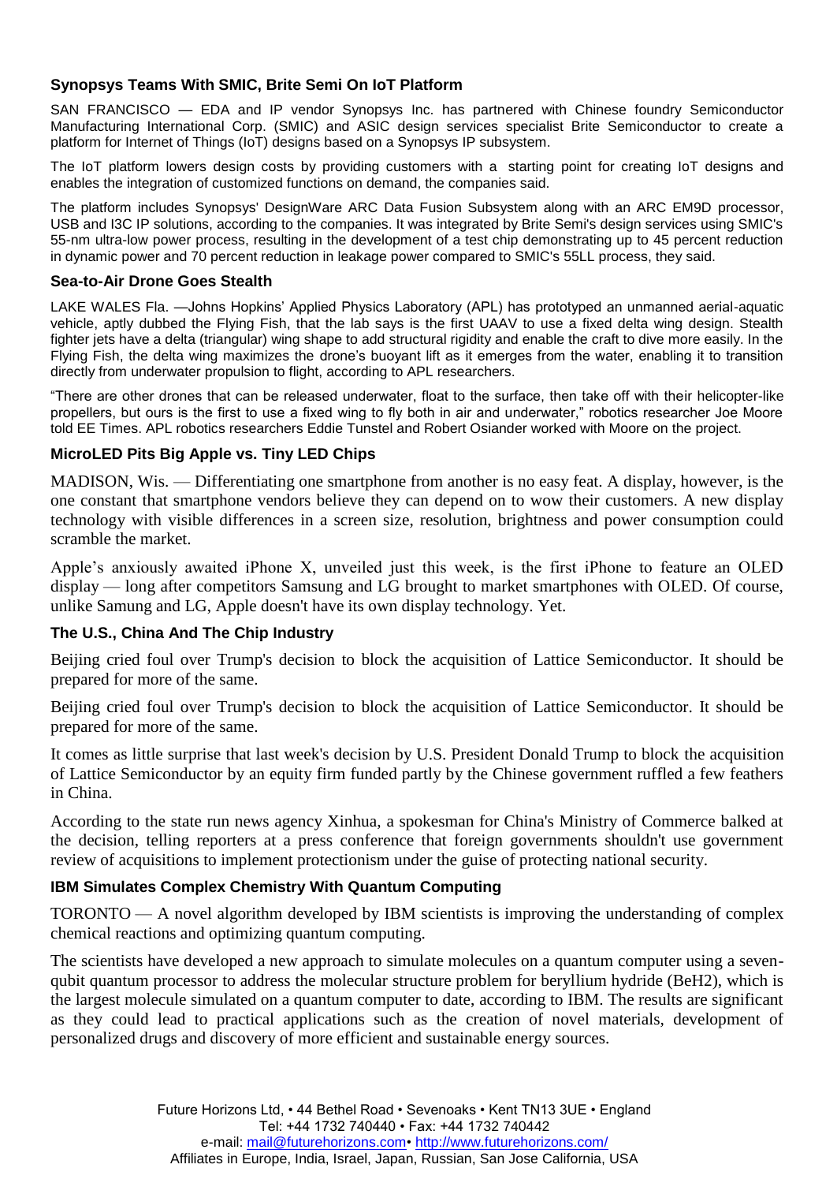### Synopsys Teams With SMIC, Brite Semi On IoT Platform

SAN FRANCISCO — EDA and IP vendor Synopsys Inc. has partnered with Chinese foundry Semiconductor Manufacturing International Corp. (SMIC) and ASIC design services specialist Brite Semiconductor to create a platform for Internet of Things (IoT) designs based on a Synopsys IP subsystem.

The IoT platform lowers design costs by providing customers with a starting point for creating IoT designs and enables the integration of customized functions on demand, the companies said.

The platform includes Synopsys' DesignWare ARC Data Fusion Subsystem along with an ARC EM9D processor, USB and I3C IP solutions, according to the companies. It was integrated by Brite Semi's design services using SMIC's 55-nm ultra-low power process, resulting in the development of a test chip demonstrating up to 45 percent reduction in dynamic power and 70 percent reduction in leakage power compared to SMIC's 55LL process, they said.

### Sea-to-Air Drone Goes Stealth

LAKE WALES Fla. —Johns Hopkins' Applied Physics Laboratory (APL) has prototyped an unmanned aerial-aquatic vehicle, aptly dubbed the Flying Fish, that the lab says is the first UAAV to use a fixed delta wing design. Stealth fighter jets have a delta (triangular) wing shape to add structural rigidity and enable the craft to dive more easily. In the Flying Fish, the delta wing maximizes the drone's buoyant lift as it emerges from the water, enabling it to transition directly from underwater propulsion to flight, according to APL researchers.

"There are other drones that can be released underwater, float to the surface, then take off with their helicopter-like propellers, but ours is the first to use a fixed wing to fly both in air and underwater," robotics researcher Joe Moore told EE Times. APL robotics researchers Eddie Tunstel and Robert Osiander worked with Moore on the project.

### MicroLED Pits Big Apple vs. Tiny LED Chips

MADISON, Wis. — Differentiating one smartphone from another is no easy feat. A display, however, is the one constant that smartphone vendors believe they can depend on to wow their customers. A new display technology with visible differences in a screen size, resolution, brightness and power consumption could scramble the market.

Apple's anxiously awaited iPhone X, unveiled just this week, is the first iPhone to feature an OLED display — long after competitors Samsung and LG brought to market smartphones with OLED. Of course, unlike Samung and LG, Apple doesn't have its own display technology. Yet.

### The U.S., China And The Chip Industry

Beijing cried foul over Trump's decision to block the acquisition of Lattice Semiconductor. It should be prepared for more of the same.

Beijing cried foul over Trump's decision to block the acquisition of Lattice Semiconductor. It should be prepared for more of the same.

It comes as little surprise that last week's decision by U.S. President Donald Trump to block the acquisition of Lattice Semiconductor by an equity firm funded partly by the Chinese government ruffled a few feathers in China.

According to the state run news agency Xinhua, a spokesman for China's Ministry of Commerce balked at the decision, telling reporters at a press conference that foreign governments shouldn't use government review of acquisitions to implement protectionism under the guise of protecting national security.

### IBM Simulates Complex Chemistry With Quantum Computing

TORONTO — A novel algorithm developed by IBM scientists is improving the understanding of complex chemical reactions and optimizing quantum computing.

The scientists have developed a new approach to simulate molecules on a quantum computer using a seven-qubit quantum processor to address the molecular structure problem for beryllium hydride ($BeH_2$), which is the largest molecule simulated on a quantum computer to date, according to IBM. The results are significant as they could lead to practical applications such as the creation of novel materials, development of personalized drugs and discovery of more efficient and sustainable energy sources.